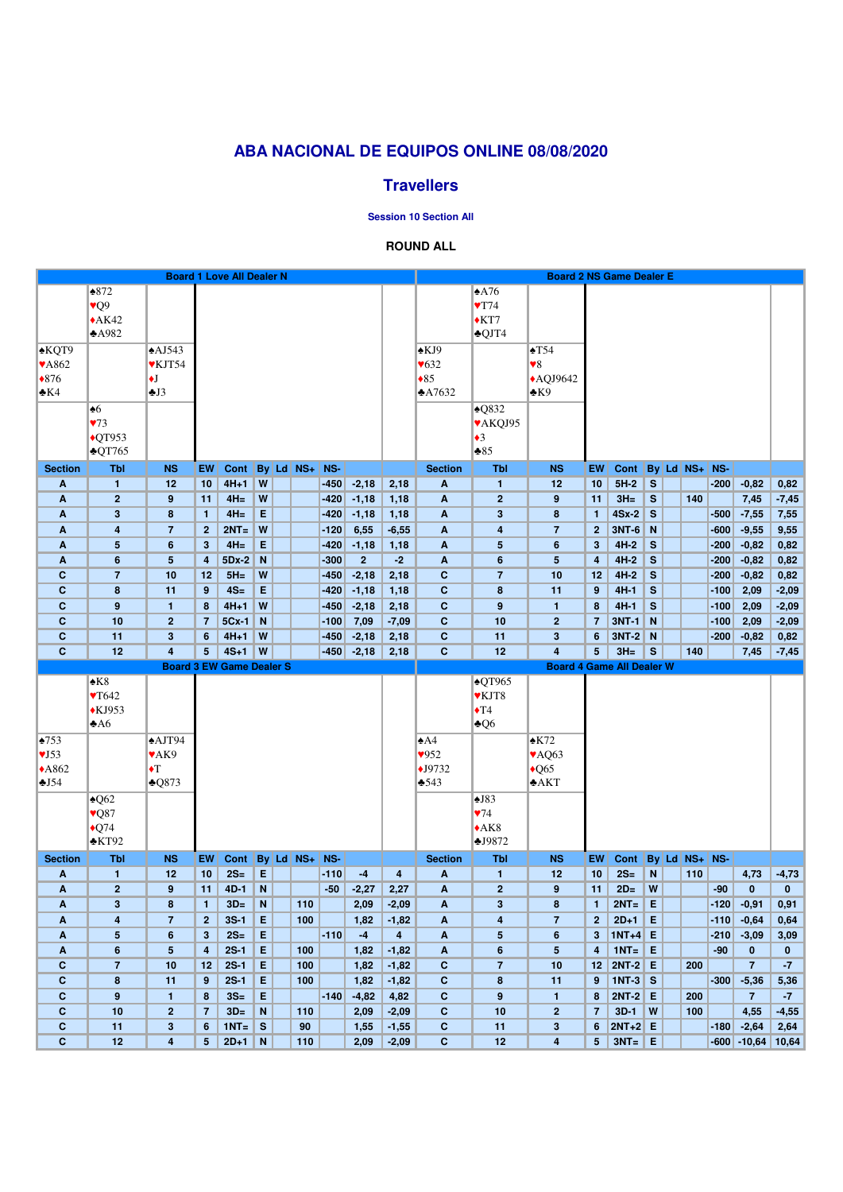# ABA NACIONAL DE EQUIPOS ONLINE 08/08/2020

## Travellers

**Session 10 Section All**

**ROUND ALL**

### Board 1 Love All Dealer N

North: ♠872 ♥Q9 ♦AK42 ♣A982
West: ♠KQT9 ♥A862 ♦876 ♣K4
East: ♠AJ543 ♥KJT54 ♦J ♣J3
South: ♠6 ♥73 ♦QT953 ♣QT765

| Section | Tbl | NS | EW | Cont | By | Ld | NS+ | NS- | | |
|---|---|---|---|---|---|---|---|---|---|---|
| A | 1 | 12 | 10 | 4H+1 | W | | | -450 | -2,18 | 2,18 |
| A | 2 | 9 | 11 | 4H= | W | | | -420 | -1,18 | 1,18 |
| A | 3 | 8 | 1 | 4H= | E | | | -420 | -1,18 | 1,18 |
| A | 4 | 7 | 2 | 2NT= | W | | | -120 | 6,55 | -6,55 |
| A | 5 | 6 | 3 | 4H= | E | | | -420 | -1,18 | 1,18 |
| A | 6 | 5 | 4 | 5Dx-2 | N | | | -300 | 2 | -2 |
| C | 7 | 10 | 12 | 5H= | W | | | -450 | -2,18 | 2,18 |
| C | 8 | 11 | 9 | 4S= | E | | | -420 | -1,18 | 1,18 |
| C | 9 | 1 | 8 | 4H+1 | W | | | -450 | -2,18 | 2,18 |
| C | 10 | 2 | 7 | 5Cx-1 | N | | | -100 | 7,09 | -7,09 |
| C | 11 | 3 | 6 | 4H+1 | W | | | -450 | -2,18 | 2,18 |
| C | 12 | 4 | 5 | 4S+1 | W | | | -450 | -2,18 | 2,18 |

### Board 2 NS Game Dealer E

North: ♠A76 ♥T74 ♦KT7 ♣QJT4
West: ♠KJ9 ♥632 ♦85 ♣A7632
East: ♠T54 ♥8 ♦AQJ9642 ♣K9
South: ♠Q832 ♥AKQJ95 ♦3 ♣85

| Section | Tbl | NS | EW | Cont | By | Ld | NS+ | NS- | | |
|---|---|---|---|---|---|---|---|---|---|---|
| A | 1 | 12 | 10 | 5H-2 | S | | | -200 | -0,82 | 0,82 |
| A | 2 | 9 | 11 | 3H= | S | | 140 | | 7,45 | -7,45 |
| A | 3 | 8 | 1 | 4Sx-2 | S | | | -500 | -7,55 | 7,55 |
| A | 4 | 7 | 2 | 3NT-6 | N | | | -600 | -9,55 | 9,55 |
| A | 5 | 6 | 3 | 4H-2 | S | | | -200 | -0,82 | 0,82 |
| A | 6 | 5 | 4 | 4H-2 | S | | | -200 | -0,82 | 0,82 |
| C | 7 | 10 | 12 | 4H-2 | S | | | -200 | -0,82 | 0,82 |
| C | 8 | 11 | 9 | 4H-1 | S | | | -100 | 2,09 | -2,09 |
| C | 9 | 1 | 8 | 4H-1 | S | | | -100 | 2,09 | -2,09 |
| C | 10 | 2 | 7 | 3NT-1 | N | | | -100 | 2,09 | -2,09 |
| C | 11 | 3 | 6 | 3NT-2 | N | | | -200 | -0,82 | 0,82 |
| C | 12 | 4 | 5 | 3H= | S | | 140 | | 7,45 | -7,45 |

### Board 3 EW Game Dealer S

North: ♠K8 ♥T642 ♦KJ953 ♣A6
West: ♠753 ♥J53 ♦A862 ♣J54
East: ♠AJT94 ♥AK9 ♦T ♣Q873
South: ♠Q62 ♥Q87 ♦Q74 ♣KT92

| Section | Tbl | NS | EW | Cont | By | Ld | NS+ | NS- | | |
|---|---|---|---|---|---|---|---|---|---|---|
| A | 1 | 12 | 10 | 2S= | E | | | -110 | -4 | 4 |
| A | 2 | 9 | 11 | 4D-1 | N | | | -50 | -2,27 | 2,27 |
| A | 3 | 8 | 1 | 3D= | N | | 110 | | 2,09 | -2,09 |
| A | 4 | 7 | 2 | 3S-1 | E | | 100 | | 1,82 | -1,82 |
| A | 5 | 6 | 3 | 2S= | E | | | -110 | -4 | 4 |
| A | 6 | 5 | 4 | 2S-1 | E | | 100 | | 1,82 | -1,82 |
| C | 7 | 10 | 12 | 2S-1 | E | | 100 | | 1,82 | -1,82 |
| C | 8 | 11 | 9 | 2S-1 | E | | 100 | | 1,82 | -1,82 |
| C | 9 | 1 | 8 | 3S= | E | | | -140 | -4,82 | 4,82 |
| C | 10 | 2 | 7 | 3D= | N | | 110 | | 2,09 | -2,09 |
| C | 11 | 3 | 6 | 1NT= | S | | 90 | | 1,55 | -1,55 |
| C | 12 | 4 | 5 | 2D+1 | N | | 110 | | 2,09 | -2,09 |

### Board 4 Game All Dealer W

North: ♠QT965 ♥KJT8 ♦T4 ♣Q6
West: ♠A4 ♥952 ♦J9732 ♣543
East: ♠K72 ♥AQ63 ♦Q65 ♣AKT
South: ♠J83 ♥74 ♦AK8 ♣J9872

| Section | Tbl | NS | EW | Cont | By | Ld | NS+ | NS- | | |
|---|---|---|---|---|---|---|---|---|---|---|
| A | 1 | 12 | 10 | 2S= | N | | 110 | | 4,73 | -4,73 |
| A | 2 | 9 | 11 | 2D= | W | | | -90 | 0 | 0 |
| A | 3 | 8 | 1 | 2NT= | E | | | -120 | -0,91 | 0,91 |
| A | 4 | 7 | 2 | 2D+1 | E | | | -110 | -0,64 | 0,64 |
| A | 5 | 6 | 3 | 1NT+4 | E | | | -210 | -3,09 | 3,09 |
| A | 6 | 5 | 4 | 1NT= | E | | | -90 | 0 | 0 |
| C | 7 | 10 | 12 | 2NT-2 | E | | 200 | | 7 | -7 |
| C | 8 | 11 | 9 | 1NT-3 | S | | | -300 | -5,36 | 5,36 |
| C | 9 | 1 | 8 | 2NT-2 | E | | 200 | | 7 | -7 |
| C | 10 | 2 | 7 | 3D-1 | W | | 100 | | 4,55 | -4,55 |
| C | 11 | 3 | 6 | 2NT+2 | E | | | -180 | -2,64 | 2,64 |
| C | 12 | 4 | 5 | 3NT= | E | | | -600 | -10,64 | 10,64 |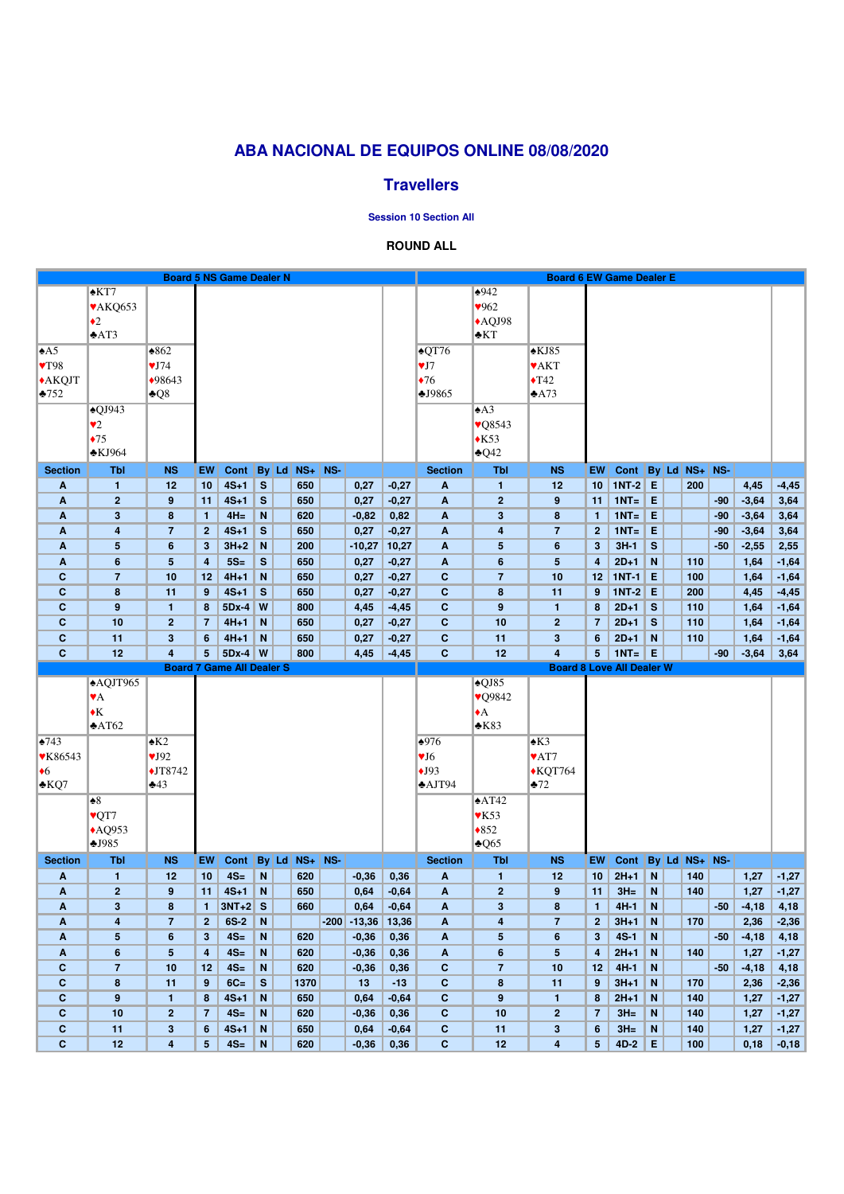# ABA NACIONAL DE EQUIPOS ONLINE 08/08/2020

## Travellers

### Session 10 Section All

**ROUND ALL**

**Board 5 NS Game Dealer N**

North: ♠KT7 ♥AKQ653 ♦2 ♣AT3
West: ♠A5 ♥T98 ♦AKQJT ♣752
East: ♠862 ♥J74 ♦98643 ♣Q8
South: ♠QJ943 ♥2 ♦75 ♣KJ964

| Section | Tbl | NS | EW | Cont | By | Ld | NS+ | NS- | | |
|---|---|---|---|---|---|---|---|---|---|---|
| A | 1 | 12 | 10 | 4S+1 | S | | 650 | | 0,27 | -0,27 |
| A | 2 | 9 | 11 | 4S+1 | S | | 650 | | 0,27 | -0,27 |
| A | 3 | 8 | 1 | 4H= | N | | 620 | | -0,82 | 0,82 |
| A | 4 | 7 | 2 | 4S+1 | S | | 650 | | 0,27 | -0,27 |
| A | 5 | 6 | 3 | 3H+2 | N | | 200 | | -10,27 | 10,27 |
| A | 6 | 5 | 4 | 5S= | S | | 650 | | 0,27 | -0,27 |
| C | 7 | 10 | 12 | 4H+1 | N | | 650 | | 0,27 | -0,27 |
| C | 8 | 11 | 9 | 4S+1 | S | | 650 | | 0,27 | -0,27 |
| C | 9 | 1 | 8 | 5Dx-4 | W | | 800 | | 4,45 | -4,45 |
| C | 10 | 2 | 7 | 4H+1 | N | | 650 | | 0,27 | -0,27 |
| C | 11 | 3 | 6 | 4H+1 | N | | 650 | | 0,27 | -0,27 |
| C | 12 | 4 | 5 | 5Dx-4 | W | | 800 | | 4,45 | -4,45 |

**Board 6 EW Game Dealer E**

North: ♠942 ♥962 ♦AQJ98 ♣KT
West: ♠QT76 ♥J7 ♦76 ♣J9865
East: ♠KJ85 ♥AKT ♦T42 ♣A73
South: ♠A3 ♥Q8543 ♦K53 ♣Q42

| Section | Tbl | NS | EW | Cont | By | Ld | NS+ | NS- | | |
|---|---|---|---|---|---|---|---|---|---|---|
| A | 1 | 12 | 10 | 1NT-2 | E | | 200 | | 4,45 | -4,45 |
| A | 2 | 9 | 11 | 1NT= | E | | | -90 | -3,64 | 3,64 |
| A | 3 | 8 | 1 | 1NT= | E | | | -90 | -3,64 | 3,64 |
| A | 4 | 7 | 2 | 1NT= | E | | | -90 | -3,64 | 3,64 |
| A | 5 | 6 | 3 | 3H-1 | S | | | -50 | -2,55 | 2,55 |
| A | 6 | 5 | 4 | 2D+1 | N | | 110 | | 1,64 | -1,64 |
| C | 7 | 10 | 12 | 1NT-1 | E | | 100 | | 1,64 | -1,64 |
| C | 8 | 11 | 9 | 1NT-2 | E | | 200 | | 4,45 | -4,45 |
| C | 9 | 1 | 8 | 2D+1 | S | | 110 | | 1,64 | -1,64 |
| C | 10 | 2 | 7 | 2D+1 | S | | 110 | | 1,64 | -1,64 |
| C | 11 | 3 | 6 | 2D+1 | N | | 110 | | 1,64 | -1,64 |
| C | 12 | 4 | 5 | 1NT= | E | | | -90 | -3,64 | 3,64 |

**Board 7 Game All Dealer S**

North: ♠AQJT965 ♥A ♦K ♣AT62
West: ♠743 ♥K86543 ♦6 ♣KQ7
East: ♠K2 ♥J92 ♦JT8742 ♣43
South: ♠8 ♥QT7 ♦AQ953 ♣J985

| Section | Tbl | NS | EW | Cont | By | Ld | NS+ | NS- | | |
|---|---|---|---|---|---|---|---|---|---|---|
| A | 1 | 12 | 10 | 4S= | N | | 620 | | -0,36 | 0,36 |
| A | 2 | 9 | 11 | 4S+1 | N | | 650 | | 0,64 | -0,64 |
| A | 3 | 8 | 1 | 3NT+2 | S | | 660 | | 0,64 | -0,64 |
| A | 4 | 7 | 2 | 6S-2 | N | | | -200 | -13,36 | 13,36 |
| A | 5 | 6 | 3 | 4S= | N | | 620 | | -0,36 | 0,36 |
| A | 6 | 5 | 4 | 4S= | N | | 620 | | -0,36 | 0,36 |
| C | 7 | 10 | 12 | 4S= | N | | 620 | | -0,36 | 0,36 |
| C | 8 | 11 | 9 | 6C= | S | | 1370 | | 13 | -13 |
| C | 9 | 1 | 8 | 4S+1 | N | | 650 | | 0,64 | -0,64 |
| C | 10 | 2 | 7 | 4S= | N | | 620 | | -0,36 | 0,36 |
| C | 11 | 3 | 6 | 4S+1 | N | | 650 | | 0,64 | -0,64 |
| C | 12 | 4 | 5 | 4S= | N | | 620 | | -0,36 | 0,36 |

**Board 8 Love All Dealer W**

North: ♠QJ85 ♥Q9842 ♦A ♣K83
West: ♠976 ♥J6 ♦J93 ♣AJT94
East: ♠K3 ♥AT7 ♦KQT764 ♣72
South: ♠AT42 ♥K53 ♦852 ♣Q65

| Section | Tbl | NS | EW | Cont | By | Ld | NS+ | NS- | | |
|---|---|---|---|---|---|---|---|---|---|---|
| A | 1 | 12 | 10 | 2H+1 | N | | 140 | | 1,27 | -1,27 |
| A | 2 | 9 | 11 | 3H= | N | | 140 | | 1,27 | -1,27 |
| A | 3 | 8 | 1 | 4H-1 | N | | | -50 | -4,18 | 4,18 |
| A | 4 | 7 | 2 | 3H+1 | N | | 170 | | 2,36 | -2,36 |
| A | 5 | 6 | 3 | 4S-1 | N | | | -50 | -4,18 | 4,18 |
| A | 6 | 5 | 4 | 2H+1 | N | | 140 | | 1,27 | -1,27 |
| C | 7 | 10 | 12 | 4H-1 | N | | | -50 | -4,18 | 4,18 |
| C | 8 | 11 | 9 | 3H+1 | N | | 170 | | 2,36 | -2,36 |
| C | 9 | 1 | 8 | 2H+1 | N | | 140 | | 1,27 | -1,27 |
| C | 10 | 2 | 7 | 3H= | N | | 140 | | 1,27 | -1,27 |
| C | 11 | 3 | 6 | 3H= | N | | 140 | | 1,27 | -1,27 |
| C | 12 | 4 | 5 | 4D-2 | E | | 100 | | 0,18 | -0,18 |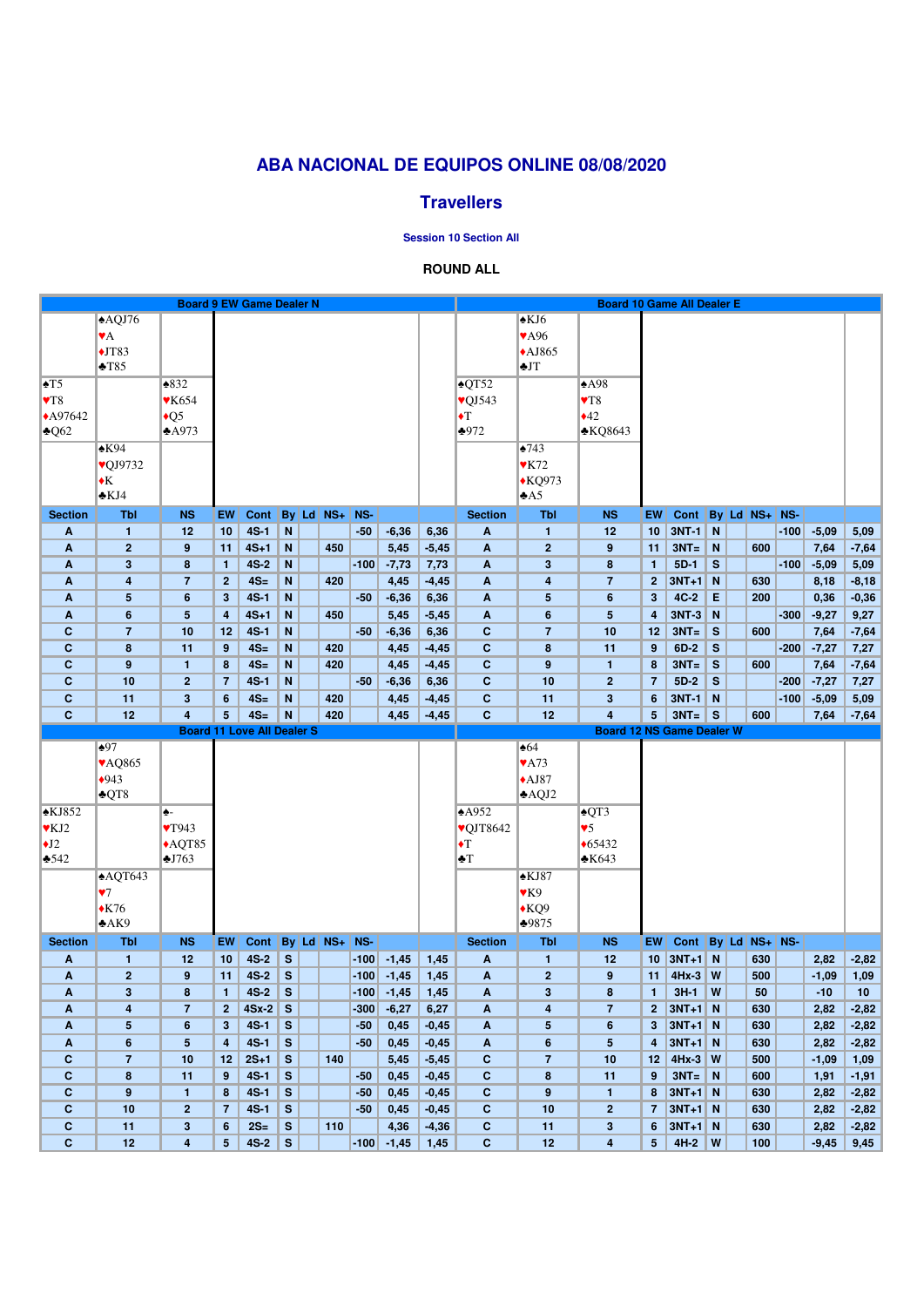# ABA NACIONAL DE EQUIPOS ONLINE 08/08/2020

## Travellers

### Session 10 Section All

**ROUND ALL**

**Board 9 EW Game Dealer N**

North: ♠AQJ76 ♥A ♦JT83 ♣T85

West: ♠T5 ♥T8 ♦A97642 ♣Q62

East: ♠832 ♥K654 ♦Q5 ♣A973

South: ♠K94 ♥QJ9732 ♦K ♣KJ4

| Section | Tbl | NS | EW | Cont | By | Ld | NS+ | NS- | | |
|---|---|---|---|---|---|---|---|---|---|---|
| A | 1 | 12 | 10 | 4S-1 | N | | | -50 | -6,36 | 6,36 |
| A | 2 | 9 | 11 | 4S+1 | N | | 450 | | 5,45 | -5,45 |
| A | 3 | 8 | 1 | 4S-2 | N | | | -100 | -7,73 | 7,73 |
| A | 4 | 7 | 2 | 4S= | N | | 420 | | 4,45 | -4,45 |
| A | 5 | 6 | 3 | 4S-1 | N | | | -50 | -6,36 | 6,36 |
| A | 6 | 5 | 4 | 4S+1 | N | | 450 | | 5,45 | -5,45 |
| C | 7 | 10 | 12 | 4S-1 | N | | | -50 | -6,36 | 6,36 |
| C | 8 | 11 | 9 | 4S= | N | | 420 | | 4,45 | -4,45 |
| C | 9 | 1 | 8 | 4S= | N | | 420 | | 4,45 | -4,45 |
| C | 10 | 2 | 7 | 4S-1 | N | | | -50 | -6,36 | 6,36 |
| C | 11 | 3 | 6 | 4S= | N | | 420 | | 4,45 | -4,45 |
| C | 12 | 4 | 5 | 4S= | N | | 420 | | 4,45 | -4,45 |

**Board 10 Game All Dealer E**

North: ♠KJ6 ♥A96 ♦AJ865 ♣JT

West: ♠QT52 ♥QJ543 ♦T ♣972

East: ♠A98 ♥T8 ♦42 ♣KQ8643

South: ♠743 ♥K72 ♦KQ973 ♣A5

| Section | Tbl | NS | EW | Cont | By | Ld | NS+ | NS- | | |
|---|---|---|---|---|---|---|---|---|---|---|
| A | 1 | 12 | 10 | 3NT-1 | N | | | -100 | -5,09 | 5,09 |
| A | 2 | 9 | 11 | 3NT= | N | | 600 | | 7,64 | -7,64 |
| A | 3 | 8 | 1 | 5D-1 | S | | | -100 | -5,09 | 5,09 |
| A | 4 | 7 | 2 | 3NT+1 | N | | 630 | | 8,18 | -8,18 |
| A | 5 | 6 | 3 | 4C-2 | E | | 200 | | 0,36 | -0,36 |
| A | 6 | 5 | 4 | 3NT-3 | N | | | -300 | -9,27 | 9,27 |
| C | 7 | 10 | 12 | 3NT= | S | | 600 | | 7,64 | -7,64 |
| C | 8 | 11 | 9 | 6D-2 | S | | | -200 | -7,27 | 7,27 |
| C | 9 | 1 | 8 | 3NT= | S | | 600 | | 7,64 | -7,64 |
| C | 10 | 2 | 7 | 5D-2 | S | | | -200 | -7,27 | 7,27 |
| C | 11 | 3 | 6 | 3NT-1 | N | | | -100 | -5,09 | 5,09 |
| C | 12 | 4 | 5 | 3NT= | S | | 600 | | 7,64 | -7,64 |

**Board 11 Love All Dealer S**

North: ♠97 ♥AQ865 ♦943 ♣QT8

West: ♠KJ852 ♥KJ2 ♦J2 ♣542

East: ♠- ♥T943 ♦AQT85 ♣J763

South: ♠AQT643 ♥7 ♦K76 ♣AK9

| Section | Tbl | NS | EW | Cont | By | Ld | NS+ | NS- | | |
|---|---|---|---|---|---|---|---|---|---|---|
| A | 1 | 12 | 10 | 4S-2 | S | | | -100 | -1,45 | 1,45 |
| A | 2 | 9 | 11 | 4S-2 | S | | | -100 | -1,45 | 1,45 |
| A | 3 | 8 | 1 | 4S-2 | S | | | -100 | -1,45 | 1,45 |
| A | 4 | 7 | 2 | 4Sx-2 | S | | | -300 | -6,27 | 6,27 |
| A | 5 | 6 | 3 | 4S-1 | S | | | -50 | 0,45 | -0,45 |
| A | 6 | 5 | 4 | 4S-1 | S | | | -50 | 0,45 | -0,45 |
| C | 7 | 10 | 12 | 2S+1 | S | | 140 | | 5,45 | -5,45 |
| C | 8 | 11 | 9 | 4S-1 | S | | | -50 | 0,45 | -0,45 |
| C | 9 | 1 | 8 | 4S-1 | S | | | -50 | 0,45 | -0,45 |
| C | 10 | 2 | 7 | 4S-1 | S | | | -50 | 0,45 | -0,45 |
| C | 11 | 3 | 6 | 2S= | S | | 110 | | 4,36 | -4,36 |
| C | 12 | 4 | 5 | 4S-2 | S | | | -100 | -1,45 | 1,45 |

**Board 12 NS Game Dealer W**

North: ♠64 ♥A73 ♦AJ87 ♣AQJ2

West: ♠A952 ♥QJT8642 ♦T ♣T

East: ♠QT3 ♥5 ♦65432 ♣K643

South: ♠KJ87 ♥K9 ♦KQ9 ♣9875

| Section | Tbl | NS | EW | Cont | By | Ld | NS+ | NS- | | |
|---|---|---|---|---|---|---|---|---|---|---|
| A | 1 | 12 | 10 | 3NT+1 | N | | 630 | | 2,82 | -2,82 |
| A | 2 | 9 | 11 | 4Hx-3 | W | | 500 | | -1,09 | 1,09 |
| A | 3 | 8 | 1 | 3H-1 | W | | 50 | | -10 | 10 |
| A | 4 | 7 | 2 | 3NT+1 | N | | 630 | | 2,82 | -2,82 |
| A | 5 | 6 | 3 | 3NT+1 | N | | 630 | | 2,82 | -2,82 |
| A | 6 | 5 | 4 | 3NT+1 | N | | 630 | | 2,82 | -2,82 |
| C | 7 | 10 | 12 | 4Hx-3 | W | | 500 | | -1,09 | 1,09 |
| C | 8 | 11 | 9 | 3NT= | N | | 600 | | 1,91 | -1,91 |
| C | 9 | 1 | 8 | 3NT+1 | N | | 630 | | 2,82 | -2,82 |
| C | 10 | 2 | 7 | 3NT+1 | N | | 630 | | 2,82 | -2,82 |
| C | 11 | 3 | 6 | 3NT+1 | N | | 630 | | 2,82 | -2,82 |
| C | 12 | 4 | 5 | 4H-2 | W | | 100 | | -9,45 | 9,45 |